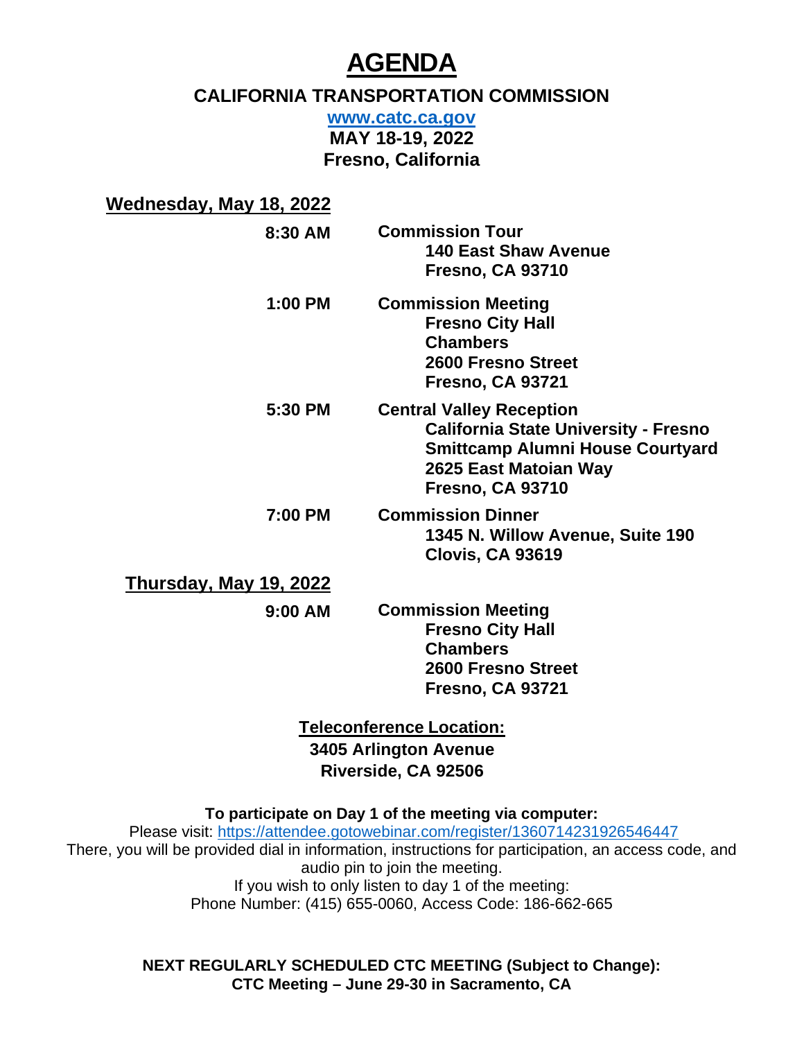# AGENDA

## CALIFORNIA TRANSPORTATION COMMISSION

**[www.catc.ca.gov](http://www.catc.ca.gov)**

**MAY 18-19, 2022**

**Fresno, California**

### Wednesday, May 18, 2022

**8:30 AM** **Commission Tour**
**140 East Shaw Avenue**
**Fresno, CA 93710**

**1:00 PM** **Commission Meeting**
**Fresno City Hall**
**Chambers**
**2600 Fresno Street**
**Fresno, CA 93721**

**5:30 PM** **Central Valley Reception**
**California State University - Fresno**
**Smittcamp Alumni House Courtyard**
**2625 East Matoian Way**
**Fresno, CA 93710**

**7:00 PM** **Commission Dinner**
**1345 N. Willow Avenue, Suite 190**
**Clovis, CA 93619**

### Thursday, May 19, 2022

**9:00 AM** **Commission Meeting**
**Fresno City Hall**
**Chambers**
**2600 Fresno Street**
**Fresno, CA 93721**

**Teleconference Location:**
**3405 Arlington Avenue**
**Riverside, CA 92506**

**To participate on Day 1 of the meeting via computer:**

Please visit: https://attendee.gotowebinar.com/register/1360714231926546447

There, you will be provided dial in information, instructions for participation, an access code, and audio pin to join the meeting.

If you wish to only listen to day 1 of the meeting:

Phone Number: (415) 655-0060, Access Code: 186-662-665

**NEXT REGULARLY SCHEDULED CTC MEETING (Subject to Change):**
**CTC Meeting – June 29-30 in Sacramento, CA**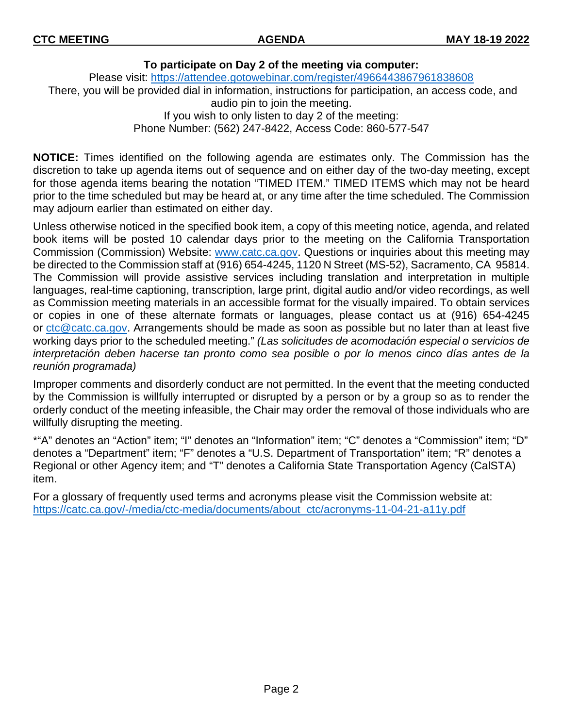**To participate on Day 2 of the meeting via computer:**

Please visit: https://attendee.gotowebinar.com/register/4966443867961838608

There, you will be provided dial in information, instructions for participation, an access code, and audio pin to join the meeting.

If you wish to only listen to day 2 of the meeting:

Phone Number: (562) 247-8422, Access Code: 860-577-547

**NOTICE:** Times identified on the following agenda are estimates only. The Commission has the discretion to take up agenda items out of sequence and on either day of the two-day meeting, except for those agenda items bearing the notation "TIMED ITEM." TIMED ITEMS which may not be heard prior to the time scheduled but may be heard at, or any time after the time scheduled. The Commission may adjourn earlier than estimated on either day.

Unless otherwise noticed in the specified book item, a copy of this meeting notice, agenda, and related book items will be posted 10 calendar days prior to the meeting on the California Transportation Commission (Commission) Website: www.catc.ca.gov. Questions or inquiries about this meeting may be directed to the Commission staff at (916) 654-4245, 1120 N Street (MS-52), Sacramento, CA 95814. The Commission will provide assistive services including translation and interpretation in multiple languages, real-time captioning, transcription, large print, digital audio and/or video recordings, as well as Commission meeting materials in an accessible format for the visually impaired. To obtain services or copies in one of these alternate formats or languages, please contact us at (916) 654-4245 or ctc@catc.ca.gov. Arrangements should be made as soon as possible but no later than at least five working days prior to the scheduled meeting." *(Las solicitudes de acomodación especial o servicios de interpretación deben hacerse tan pronto como sea posible o por lo menos cinco días antes de la reunión programada)*

Improper comments and disorderly conduct are not permitted. In the event that the meeting conducted by the Commission is willfully interrupted or disrupted by a person or by a group so as to render the orderly conduct of the meeting infeasible, the Chair may order the removal of those individuals who are willfully disrupting the meeting.

*"A" denotes an "Action" item; "I" denotes an "Information" item; "C" denotes a "Commission" item; "D" denotes a "Department" item; "F" denotes a "U.S. Department of Transportation" item; "R" denotes a Regional or other Agency item; and "T" denotes a California State Transportation Agency (CalSTA) item.

For a glossary of frequently used terms and acronyms please visit the Commission website at: https://catc.ca.gov/-/media/ctc-media/documents/about_ctc/acronyms-11-04-21-a11y.pdf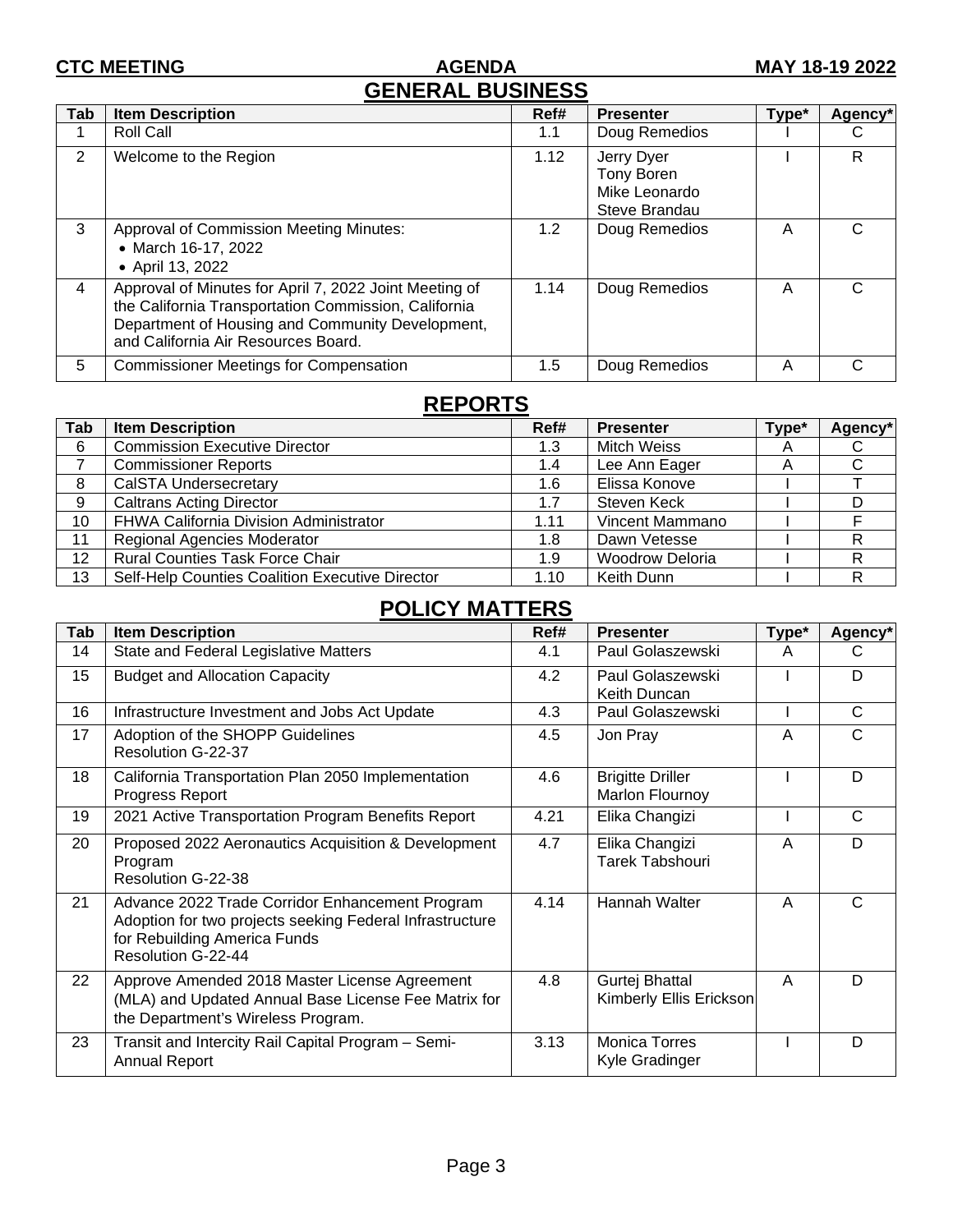## GENERAL BUSINESS

| Tab | Item Description | Ref# | Presenter | Type* | Agency* |
|---|---|---|---|---|---|
| 1 | Roll Call | 1.1 | Doug Remedios | I | C |
| 2 | Welcome to the Region | 1.12 | Jerry Dyer<br>Tony Boren<br>Mike Leonardo<br>Steve Brandau | I | R |
| 3 | Approval of Commission Meeting Minutes:<br>• March 16-17, 2022<br>• April 13, 2022 | 1.2 | Doug Remedios | A | C |
| 4 | Approval of Minutes for April 7, 2022 Joint Meeting of the California Transportation Commission, California Department of Housing and Community Development, and California Air Resources Board. | 1.14 | Doug Remedios | A | C |
| 5 | Commissioner Meetings for Compensation | 1.5 | Doug Remedios | A | C |

## REPORTS

| Tab | Item Description | Ref# | Presenter | Type* | Agency* |
|---|---|---|---|---|---|
| 6 | Commission Executive Director | 1.3 | Mitch Weiss | A | C |
| 7 | Commissioner Reports | 1.4 | Lee Ann Eager | A | C |
| 8 | CalSTA Undersecretary | 1.6 | Elissa Konove | I | T |
| 9 | Caltrans Acting Director | 1.7 | Steven Keck | I | D |
| 10 | FHWA California Division Administrator | 1.11 | Vincent Mammano | I | F |
| 11 | Regional Agencies Moderator | 1.8 | Dawn Vetesse | I | R |
| 12 | Rural Counties Task Force Chair | 1.9 | Woodrow Deloria | I | R |
| 13 | Self-Help Counties Coalition Executive Director | 1.10 | Keith Dunn | I | R |

## POLICY MATTERS

| Tab | Item Description | Ref# | Presenter | Type* | Agency* |
|---|---|---|---|---|---|
| 14 | State and Federal Legislative Matters | 4.1 | Paul Golaszewski | A | C |
| 15 | Budget and Allocation Capacity | 4.2 | Paul Golaszewski<br>Keith Duncan | I | D |
| 16 | Infrastructure Investment and Jobs Act Update | 4.3 | Paul Golaszewski | I | C |
| 17 | Adoption of the SHOPP Guidelines<br>Resolution G-22-37 | 4.5 | Jon Pray | A | C |
| 18 | California Transportation Plan 2050 Implementation Progress Report | 4.6 | Brigitte Driller<br>Marlon Flournoy | I | D |
| 19 | 2021 Active Transportation Program Benefits Report | 4.21 | Elika Changizi | I | C |
| 20 | Proposed 2022 Aeronautics Acquisition & Development Program<br>Resolution G-22-38 | 4.7 | Elika Changizi<br>Tarek Tabshouri | A | D |
| 21 | Advance 2022 Trade Corridor Enhancement Program Adoption for two projects seeking Federal Infrastructure for Rebuilding America Funds<br>Resolution G-22-44 | 4.14 | Hannah Walter | A | C |
| 22 | Approve Amended 2018 Master License Agreement (MLA) and Updated Annual Base License Fee Matrix for the Department's Wireless Program. | 4.8 | Gurtej Bhattal<br>Kimberly Ellis Erickson | A | D |
| 23 | Transit and Intercity Rail Capital Program – Semi-Annual Report | 3.13 | Monica Torres<br>Kyle Gradinger | I | D |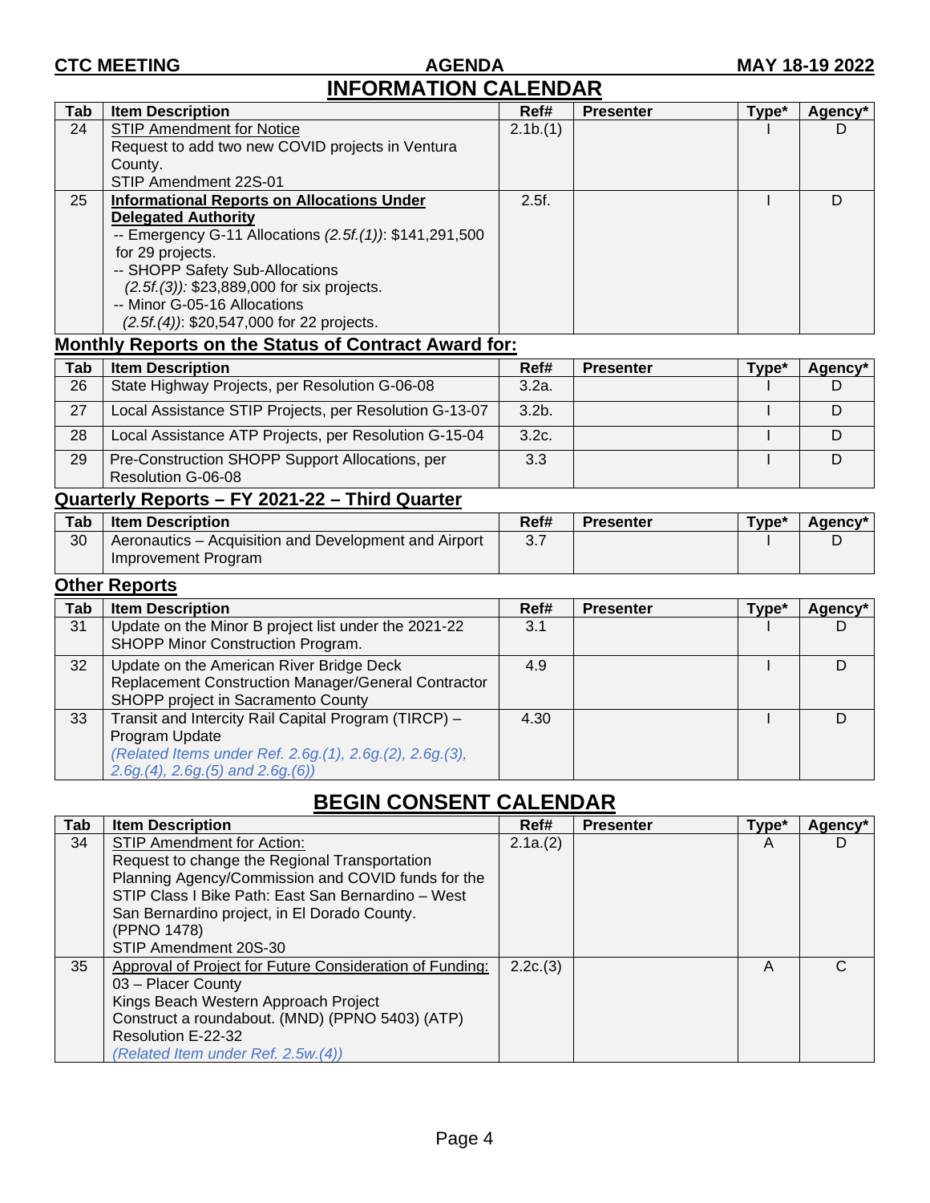## INFORMATION CALENDAR

| Tab | Item Description | Ref# | Presenter | Type* | Agency* |
|---|---|---|---|---|---|
| 24 | STIP Amendment for Notice<br>Request to add two new COVID projects in Ventura County.<br>STIP Amendment 22S-01 | 2.1b.(1) | | I | D |
| 25 | **Informational Reports on Allocations Under Delegated Authority**<br>-- Emergency G-11 Allocations *(2.5f.(1))*: $141,291,500 for 29 projects.<br>-- SHOPP Safety Sub-Allocations *(2.5f.(3))*: $23,889,000 for six projects.<br>-- Minor G-05-16 Allocations *(2.5f.(4))*: $20,547,000 for 22 projects. | 2.5f. | | I | D |

### Monthly Reports on the Status of Contract Award for:

| Tab | Item Description | Ref# | Presenter | Type* | Agency* |
|---|---|---|---|---|---|
| 26 | State Highway Projects, per Resolution G-06-08 | 3.2a. | | I | D |
| 27 | Local Assistance STIP Projects, per Resolution G-13-07 | 3.2b. | | I | D |
| 28 | Local Assistance ATP Projects, per Resolution G-15-04 | 3.2c. | | I | D |
| 29 | Pre-Construction SHOPP Support Allocations, per Resolution G-06-08 | 3.3 | | I | D |

### Quarterly Reports – FY 2021-22 – Third Quarter

| Tab | Item Description | Ref# | Presenter | Type* | Agency* |
|---|---|---|---|---|---|
| 30 | Aeronautics – Acquisition and Development and Airport Improvement Program | 3.7 | | I | D |

### Other Reports

| Tab | Item Description | Ref# | Presenter | Type* | Agency* |
|---|---|---|---|---|---|
| 31 | Update on the Minor B project list under the 2021-22 SHOPP Minor Construction Program. | 3.1 | | I | D |
| 32 | Update on the American River Bridge Deck Replacement Construction Manager/General Contractor SHOPP project in Sacramento County | 4.9 | | I | D |
| 33 | Transit and Intercity Rail Capital Program (TIRCP) – Program Update<br>*(Related Items under Ref. 2.6g.(1), 2.6g.(2), 2.6g.(3), 2.6g.(4), 2.6g.(5) and 2.6g.(6))* | 4.30 | | I | D |

## BEGIN CONSENT CALENDAR

| Tab | Item Description | Ref# | Presenter | Type* | Agency* |
|---|---|---|---|---|---|
| 34 | STIP Amendment for Action:<br>Request to change the Regional Transportation Planning Agency/Commission and COVID funds for the STIP Class I Bike Path: East San Bernardino – West San Bernardino project, in El Dorado County.<br>(PPNO 1478)<br>STIP Amendment 20S-30 | 2.1a.(2) | | A | D |
| 35 | Approval of Project for Future Consideration of Funding:<br>03 – Placer County<br>Kings Beach Western Approach Project<br>Construct a roundabout. (MND) (PPNO 5403) (ATP)<br>Resolution E-22-32<br>*(Related Item under Ref. 2.5w.(4))* | 2.2c.(3) | | A | C |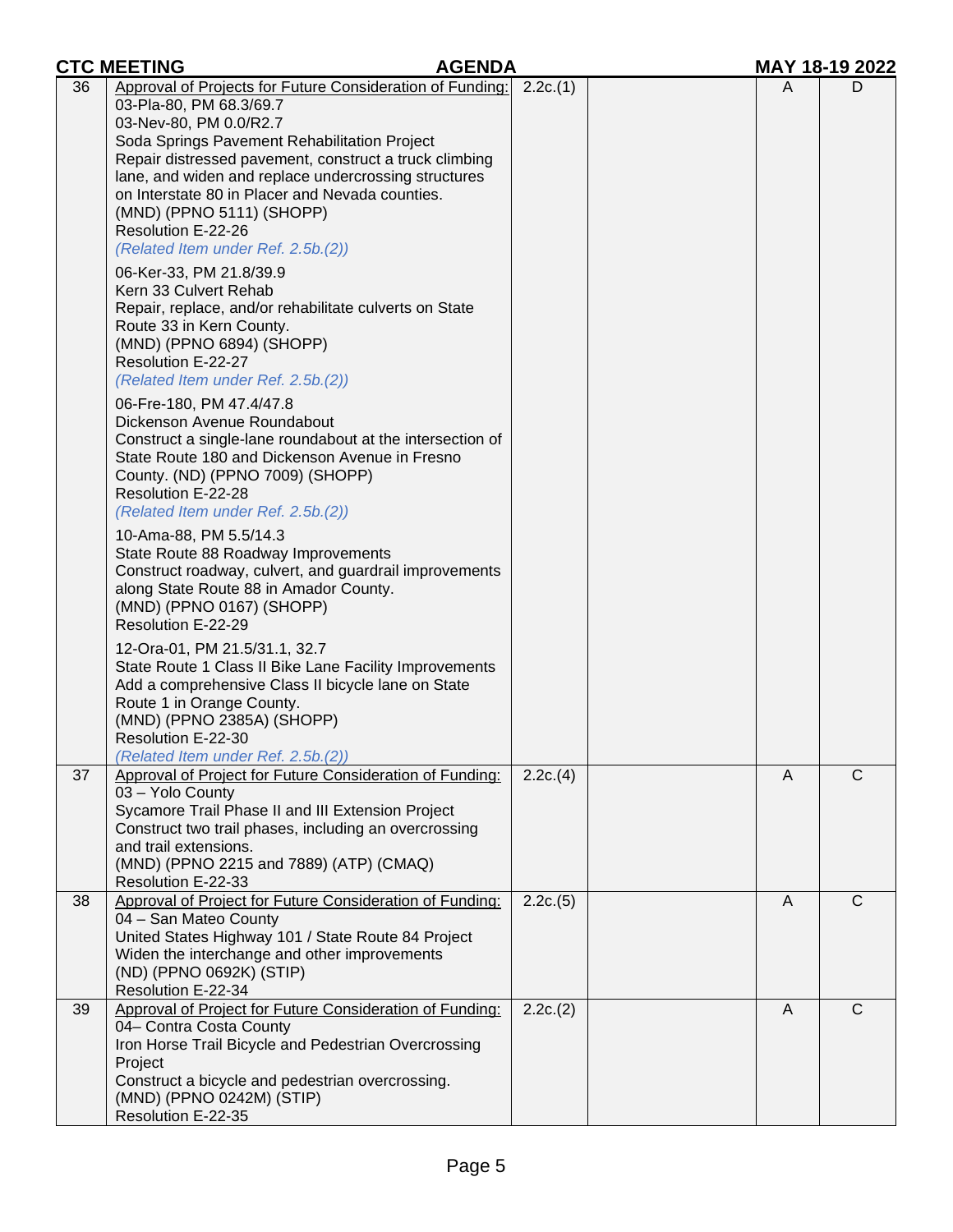| | | | | | |
|---|---|---|---|---|---|
| 36 | Approval of Projects for Future Consideration of Funding:<br>03-Pla-80, PM 68.3/69.7<br>03-Nev-80, PM 0.0/R2.7<br>Soda Springs Pavement Rehabilitation Project<br>Repair distressed pavement, construct a truck climbing lane, and widen and replace undercrossing structures on Interstate 80 in Placer and Nevada counties.<br>(MND) (PPNO 5111) (SHOPP)<br>Resolution E-22-26<br>*(Related Item under Ref. 2.5b.(2))*<br><br>06-Ker-33, PM 21.8/39.9<br>Kern 33 Culvert Rehab<br>Repair, replace, and/or rehabilitate culverts on State Route 33 in Kern County.<br>(MND) (PPNO 6894) (SHOPP)<br>Resolution E-22-27<br>*(Related Item under Ref. 2.5b.(2))*<br><br>06-Fre-180, PM 47.4/47.8<br>Dickenson Avenue Roundabout<br>Construct a single-lane roundabout at the intersection of State Route 180 and Dickenson Avenue in Fresno County. (ND) (PPNO 7009) (SHOPP)<br>Resolution E-22-28<br>*(Related Item under Ref. 2.5b.(2))*<br><br>10-Ama-88, PM 5.5/14.3<br>State Route 88 Roadway Improvements<br>Construct roadway, culvert, and guardrail improvements along State Route 88 in Amador County.<br>(MND) (PPNO 0167) (SHOPP)<br>Resolution E-22-29<br><br>12-Ora-01, PM 21.5/31.1, 32.7<br>State Route 1 Class II Bike Lane Facility Improvements<br>Add a comprehensive Class II bicycle lane on State Route 1 in Orange County.<br>(MND) (PPNO 2385A) (SHOPP)<br>Resolution E-22-30<br>*(Related Item under Ref. 2.5b.(2))* | 2.2c.(1) | | A | D |
| 37 | Approval of Project for Future Consideration of Funding:<br>03 – Yolo County<br>Sycamore Trail Phase II and III Extension Project<br>Construct two trail phases, including an overcrossing and trail extensions.<br>(MND) (PPNO 2215 and 7889) (ATP) (CMAQ)<br>Resolution E-22-33 | 2.2c.(4) | | A | C |
| 38 | Approval of Project for Future Consideration of Funding:<br>04 – San Mateo County<br>United States Highway 101 / State Route 84 Project<br>Widen the interchange and other improvements<br>(ND) (PPNO 0692K) (STIP)<br>Resolution E-22-34 | 2.2c.(5) | | A | C |
| 39 | Approval of Project for Future Consideration of Funding:<br>04– Contra Costa County<br>Iron Horse Trail Bicycle and Pedestrian Overcrossing Project<br>Construct a bicycle and pedestrian overcrossing.<br>(MND) (PPNO 0242M) (STIP)<br>Resolution E-22-35 | 2.2c.(2) | | A | C |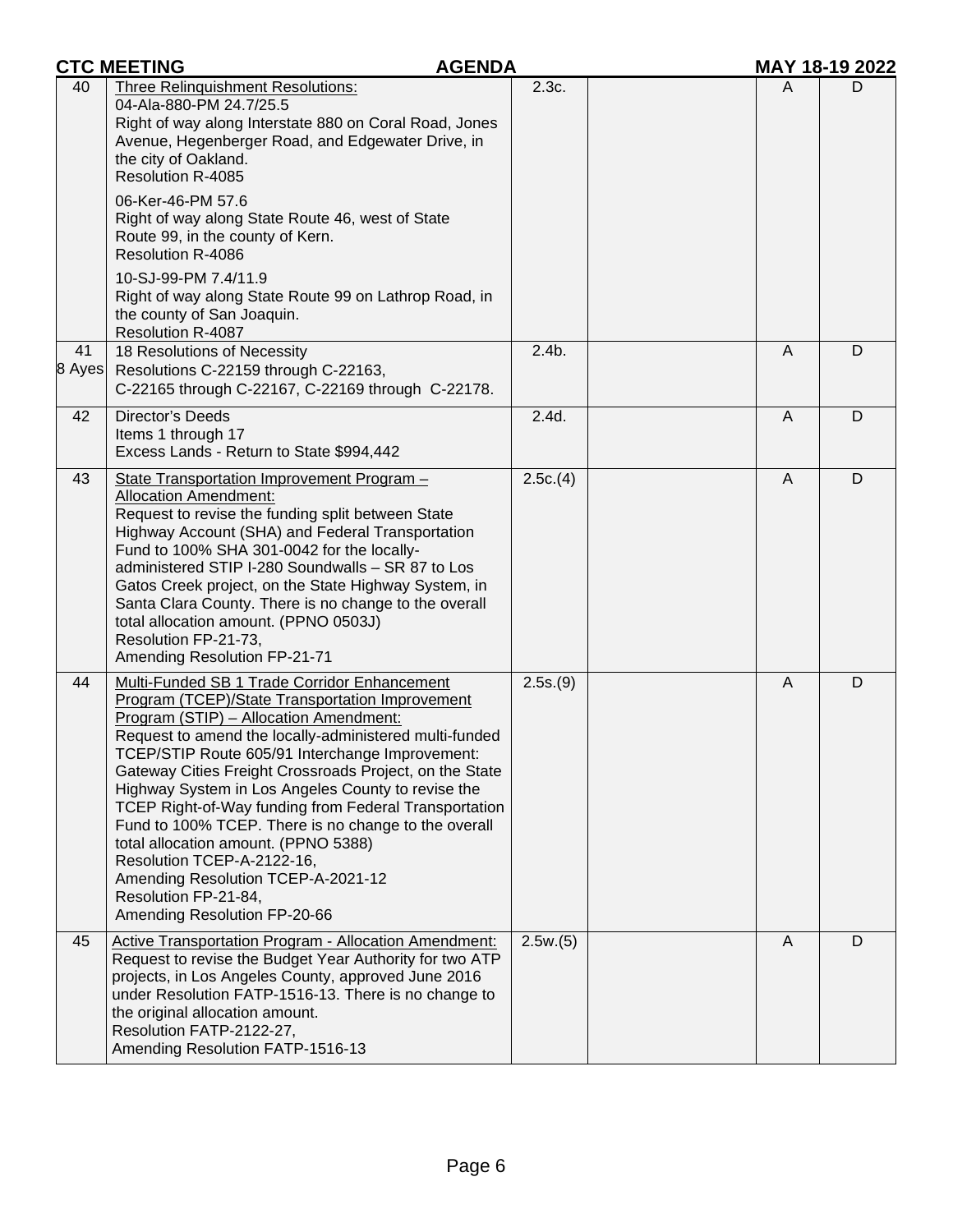| CTC MEETING | AGENDA | | | | MAY 18-19 2022 |
|---|---|---|---|---|---|
| 40 | Three Relinquishment Resolutions:<br>04-Ala-880-PM 24.7/25.5<br>Right of way along Interstate 880 on Coral Road, Jones Avenue, Hegenberger Road, and Edgewater Drive, in the city of Oakland.<br>Resolution R-4085<br><br>06-Ker-46-PM 57.6<br>Right of way along State Route 46, west of State Route 99, in the county of Kern.<br>Resolution R-4086<br><br>10-SJ-99-PM 7.4/11.9<br>Right of way along State Route 99 on Lathrop Road, in the county of San Joaquin.<br>Resolution R-4087 | 2.3c. | | A | D |
| 41<br>8 Ayes | 18 Resolutions of Necessity<br>Resolutions C-22159 through C-22163,<br>C-22165 through C-22167, C-22169 through C-22178. | 2.4b. | | A | D |
| 42 | Director's Deeds<br>Items 1 through 17<br>Excess Lands - Return to State $994,442 | 2.4d. | | A | D |
| 43 | State Transportation Improvement Program – Allocation Amendment:<br>Request to revise the funding split between State Highway Account (SHA) and Federal Transportation Fund to 100% SHA 301-0042 for the locally-administered STIP I-280 Soundwalls – SR 87 to Los Gatos Creek project, on the State Highway System, in Santa Clara County. There is no change to the overall total allocation amount. (PPNO 0503J)<br>Resolution FP-21-73,<br>Amending Resolution FP-21-71 | 2.5c.(4) | | A | D |
| 44 | Multi-Funded SB 1 Trade Corridor Enhancement Program (TCEP)/State Transportation Improvement Program (STIP) – Allocation Amendment:<br>Request to amend the locally-administered multi-funded TCEP/STIP Route 605/91 Interchange Improvement: Gateway Cities Freight Crossroads Project, on the State Highway System in Los Angeles County to revise the TCEP Right-of-Way funding from Federal Transportation Fund to 100% TCEP. There is no change to the overall total allocation amount. (PPNO 5388)<br>Resolution TCEP-A-2122-16,<br>Amending Resolution TCEP-A-2021-12<br>Resolution FP-21-84,<br>Amending Resolution FP-20-66 | 2.5s.(9) | | A | D |
| 45 | Active Transportation Program - Allocation Amendment:<br>Request to revise the Budget Year Authority for two ATP projects, in Los Angeles County, approved June 2016 under Resolution FATP-1516-13. There is no change to the original allocation amount.<br>Resolution FATP-2122-27,<br>Amending Resolution FATP-1516-13 | 2.5w.(5) | | A | D |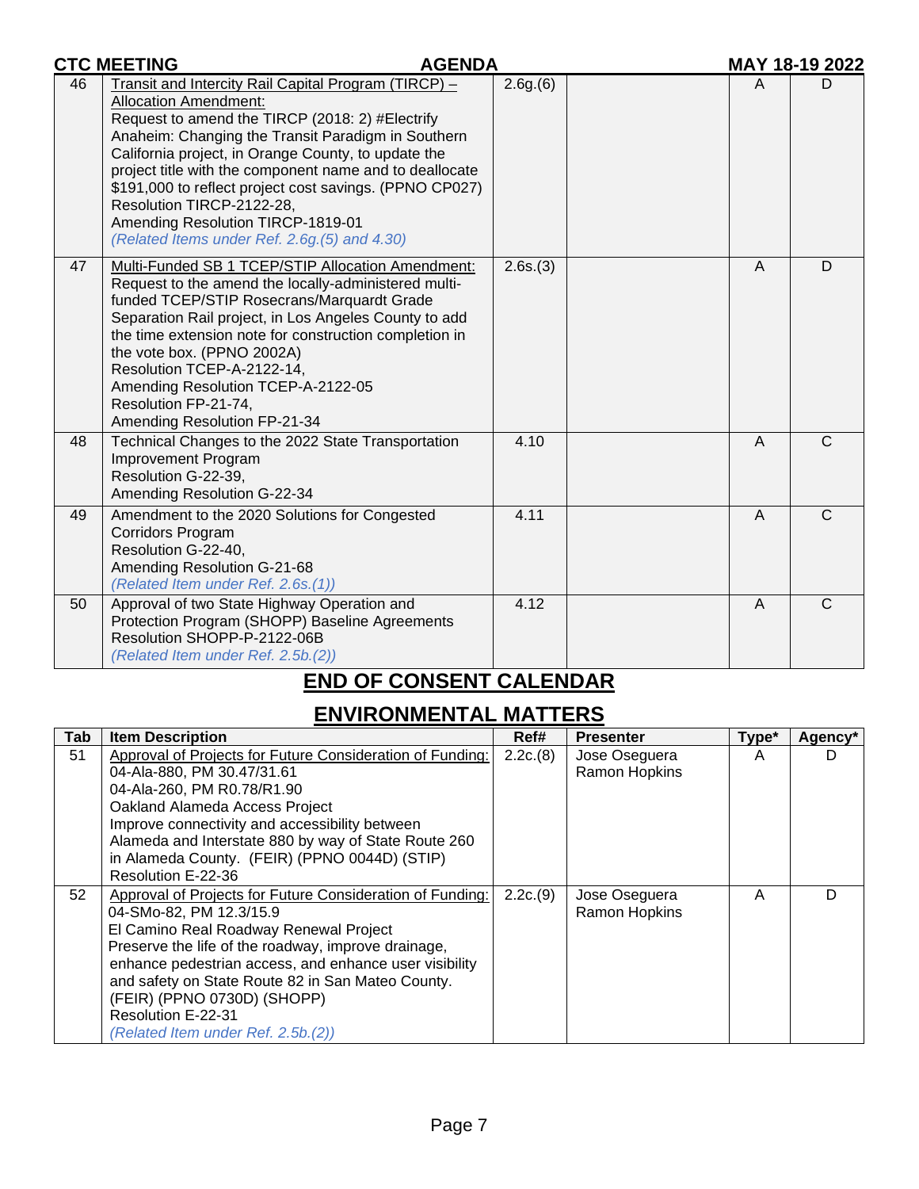| Tab | Item Description | Ref# | Presenter | Type* | Agency* |
|---|---|---|---|---|---|
| 46 | Transit and Intercity Rail Capital Program (TIRCP) – Allocation Amendment:<br>Request to amend the TIRCP (2018: 2) #Electrify Anaheim: Changing the Transit Paradigm in Southern California project, in Orange County, to update the project title with the component name and to deallocate $191,000 to reflect project cost savings. (PPNO CP027)<br>Resolution TIRCP-2122-28,<br>Amending Resolution TIRCP-1819-01<br>*(Related Items under Ref. 2.6g.(5) and 4.30)* | 2.6g.(6) | | A | D |
| 47 | Multi-Funded SB 1 TCEP/STIP Allocation Amendment:<br>Request to the amend the locally-administered multi-funded TCEP/STIP Rosecrans/Marquardt Grade Separation Rail project, in Los Angeles County to add the time extension note for construction completion in the vote box. (PPNO 2002A)<br>Resolution TCEP-A-2122-14,<br>Amending Resolution TCEP-A-2122-05<br>Resolution FP-21-74,<br>Amending Resolution FP-21-34 | 2.6s.(3) | | A | D |
| 48 | Technical Changes to the 2022 State Transportation Improvement Program<br>Resolution G-22-39,<br>Amending Resolution G-22-34 | 4.10 | | A | C |
| 49 | Amendment to the 2020 Solutions for Congested Corridors Program<br>Resolution G-22-40,<br>Amending Resolution G-21-68<br>*(Related Item under Ref. 2.6s.(1))* | 4.11 | | A | C |
| 50 | Approval of two State Highway Operation and Protection Program (SHOPP) Baseline Agreements<br>Resolution SHOPP-P-2122-06B<br>*(Related Item under Ref. 2.5b.(2))* | 4.12 | | A | C |

## END OF CONSENT CALENDAR

## ENVIRONMENTAL MATTERS

| Tab | Item Description | Ref# | Presenter | Type* | Agency* |
|---|---|---|---|---|---|
| 51 | Approval of Projects for Future Consideration of Funding:<br>04-Ala-880, PM 30.47/31.61<br>04-Ala-260, PM R0.78/R1.90<br>Oakland Alameda Access Project<br>Improve connectivity and accessibility between Alameda and Interstate 880 by way of State Route 260 in Alameda County. (FEIR) (PPNO 0044D) (STIP)<br>Resolution E-22-36 | 2.2c.(8) | Jose Oseguera<br>Ramon Hopkins | A | D |
| 52 | Approval of Projects for Future Consideration of Funding:<br>04-SMo-82, PM 12.3/15.9<br>El Camino Real Roadway Renewal Project<br>Preserve the life of the roadway, improve drainage, enhance pedestrian access, and enhance user visibility and safety on State Route 82 in San Mateo County. (FEIR) (PPNO 0730D) (SHOPP)<br>Resolution E-22-31<br>*(Related Item under Ref. 2.5b.(2))* | 2.2c.(9) | Jose Oseguera<br>Ramon Hopkins | A | D |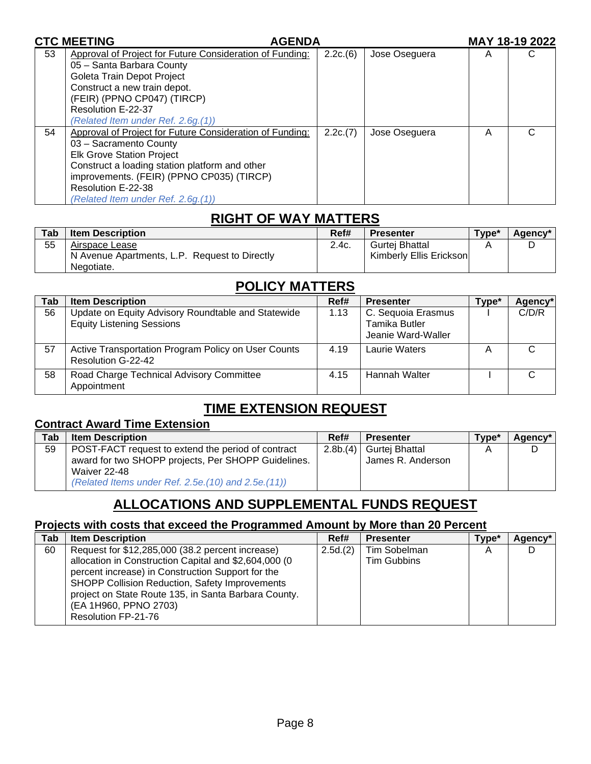| Tab | Item Description | Ref# | Presenter | Type* | Agency* |
|---|---|---|---|---|---|
| 53 | Approval of Project for Future Consideration of Funding: 05 – Santa Barbara County Goleta Train Depot Project Construct a new train depot. (FEIR) (PPNO CP047) (TIRCP) Resolution E-22-37 *(Related Item under Ref. 2.6g.(1))* | 2.2c.(6) | Jose Oseguera | A | C |
| 54 | Approval of Project for Future Consideration of Funding: 03 – Sacramento County Elk Grove Station Project Construct a loading station platform and other improvements. (FEIR) (PPNO CP035) (TIRCP) Resolution E-22-38 *(Related Item under Ref. 2.6g.(1))* | 2.2c.(7) | Jose Oseguera | A | C |

## RIGHT OF WAY MATTERS

| Tab | Item Description | Ref# | Presenter | Type* | Agency* |
|---|---|---|---|---|---|
| 55 | Airspace Lease N Avenue Apartments, L.P. Request to Directly Negotiate. | 2.4c. | Gurtej Bhattal Kimberly Ellis Erickson | A | D |

## POLICY MATTERS

| Tab | Item Description | Ref# | Presenter | Type* | Agency* |
|---|---|---|---|---|---|
| 56 | Update on Equity Advisory Roundtable and Statewide Equity Listening Sessions | 1.13 | C. Sequoia Erasmus Tamika Butler Jeanie Ward-Waller | I | C/D/R |
| 57 | Active Transportation Program Policy on User Counts Resolution G-22-42 | 4.19 | Laurie Waters | A | C |
| 58 | Road Charge Technical Advisory Committee Appointment | 4.15 | Hannah Walter | I | C |

## TIME EXTENSION REQUEST

### Contract Award Time Extension

| Tab | Item Description | Ref# | Presenter | Type* | Agency* |
|---|---|---|---|---|---|
| 59 | POST-FACT request to extend the period of contract award for two SHOPP projects, Per SHOPP Guidelines. Waiver 22-48 *(Related Items under Ref. 2.5e.(10) and 2.5e.(11))* | 2.8b.(4) | Gurtej Bhattal James R. Anderson | A | D |

## ALLOCATIONS AND SUPPLEMENTAL FUNDS REQUEST

### Projects with costs that exceed the Programmed Amount by More than 20 Percent

| Tab | Item Description | Ref# | Presenter | Type* | Agency* |
|---|---|---|---|---|---|
| 60 | Request for $12,285,000 (38.2 percent increase) allocation in Construction Capital and $2,604,000 (0 percent increase) in Construction Support for the SHOPP Collision Reduction, Safety Improvements project on State Route 135, in Santa Barbara County. (EA 1H960, PPNO 2703) Resolution FP-21-76 | 2.5d.(2) | Tim Sobelman Tim Gubbins | A | D |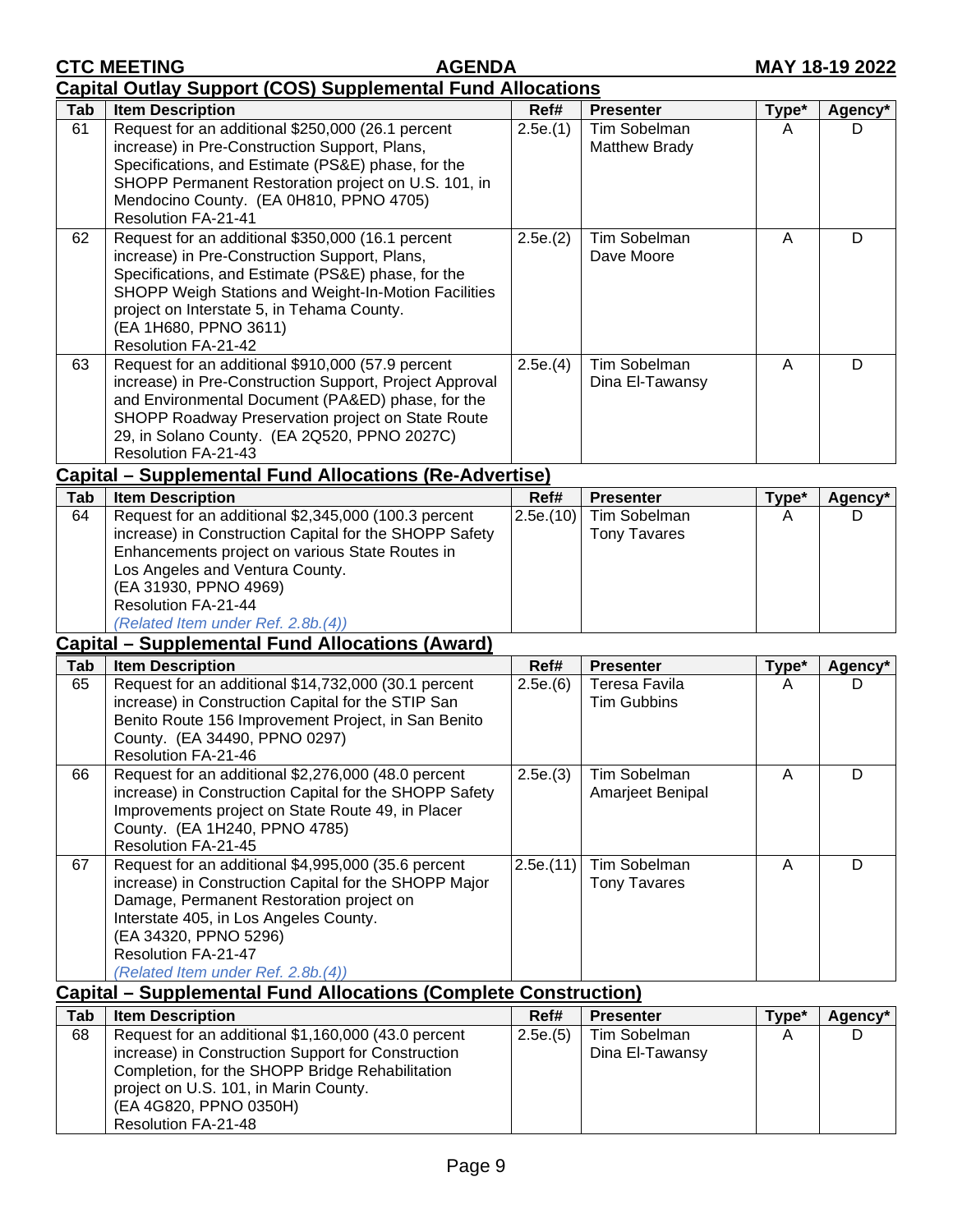## Capital Outlay Support (COS) Supplemental Fund Allocations

| Tab | Item Description | Ref# | Presenter | Type* | Agency* |
|---|---|---|---|---|---|
| 61 | Request for an additional $250,000 (26.1 percent increase) in Pre-Construction Support, Plans, Specifications, and Estimate (PS&E) phase, for the SHOPP Permanent Restoration project on U.S. 101, in Mendocino County. (EA 0H810, PPNO 4705)<br>Resolution FA-21-41 | 2.5e.(1) | Tim Sobelman<br>Matthew Brady | A | D |
| 62 | Request for an additional $350,000 (16.1 percent increase) in Pre-Construction Support, Plans, Specifications, and Estimate (PS&E) phase, for the SHOPP Weigh Stations and Weight-In-Motion Facilities project on Interstate 5, in Tehama County.<br>(EA 1H680, PPNO 3611)<br>Resolution FA-21-42 | 2.5e.(2) | Tim Sobelman<br>Dave Moore | A | D |
| 63 | Request for an additional $910,000 (57.9 percent increase) in Pre-Construction Support, Project Approval and Environmental Document (PA&ED) phase, for the SHOPP Roadway Preservation project on State Route 29, in Solano County. (EA 2Q520, PPNO 2027C)<br>Resolution FA-21-43 | 2.5e.(4) | Tim Sobelman<br>Dina El-Tawansy | A | D |

## Capital – Supplemental Fund Allocations (Re-Advertise)

| Tab | Item Description | Ref# | Presenter | Type* | Agency* |
|---|---|---|---|---|---|
| 64 | Request for an additional $2,345,000 (100.3 percent increase) in Construction Capital for the SHOPP Safety Enhancements project on various State Routes in Los Angeles and Ventura County.<br>(EA 31930, PPNO 4969)<br>Resolution FA-21-44<br>*(Related Item under Ref. 2.8b.(4))* | 2.5e.(10) | Tim Sobelman<br>Tony Tavares | A | D |

## Capital – Supplemental Fund Allocations (Award)

| Tab | Item Description | Ref# | Presenter | Type* | Agency* |
|---|---|---|---|---|---|
| 65 | Request for an additional $14,732,000 (30.1 percent increase) in Construction Capital for the STIP San Benito Route 156 Improvement Project, in San Benito County. (EA 34490, PPNO 0297)<br>Resolution FA-21-46 | 2.5e.(6) | Teresa Favila<br>Tim Gubbins | A | D |
| 66 | Request for an additional $2,276,000 (48.0 percent increase) in Construction Capital for the SHOPP Safety Improvements project on State Route 49, in Placer County. (EA 1H240, PPNO 4785)<br>Resolution FA-21-45 | 2.5e.(3) | Tim Sobelman<br>Amarjeet Benipal | A | D |
| 67 | Request for an additional $4,995,000 (35.6 percent increase) in Construction Capital for the SHOPP Major Damage, Permanent Restoration project on Interstate 405, in Los Angeles County.<br>(EA 34320, PPNO 5296)<br>Resolution FA-21-47<br>*(Related Item under Ref. 2.8b.(4))* | 2.5e.(11) | Tim Sobelman<br>Tony Tavares | A | D |

## Capital – Supplemental Fund Allocations (Complete Construction)

| Tab | Item Description | Ref# | Presenter | Type* | Agency* |
|---|---|---|---|---|---|
| 68 | Request for an additional $1,160,000 (43.0 percent increase) in Construction Support for Construction Completion, for the SHOPP Bridge Rehabilitation project on U.S. 101, in Marin County.<br>(EA 4G820, PPNO 0350H)<br>Resolution FA-21-48 | 2.5e.(5) | Tim Sobelman<br>Dina El-Tawansy | A | D |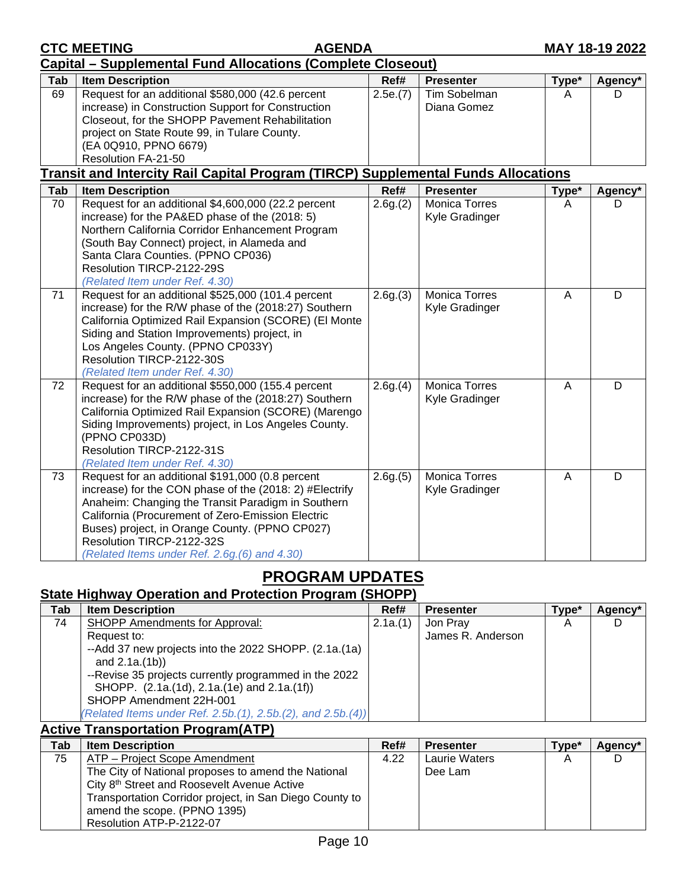## Capital – Supplemental Fund Allocations (Complete Closeout)

| Tab | Item Description | Ref# | Presenter | Type* | Agency* |
|---|---|---|---|---|---|
| 69 | Request for an additional $580,000 (42.6 percent increase) in Construction Support for Construction Closeout, for the SHOPP Pavement Rehabilitation project on State Route 99, in Tulare County. (EA 0Q910, PPNO 6679) Resolution FA-21-50 | 2.5e.(7) | Tim Sobelman Diana Gomez | A | D |

## Transit and Intercity Rail Capital Program (TIRCP) Supplemental Funds Allocations

| Tab | Item Description | Ref# | Presenter | Type* | Agency* |
|---|---|---|---|---|---|
| 70 | Request for an additional $4,600,000 (22.2 percent increase) for the PA&ED phase of the (2018: 5) Northern California Corridor Enhancement Program (South Bay Connect) project, in Alameda and Santa Clara Counties. (PPNO CP036) Resolution TIRCP-2122-29S *(Related Item under Ref. 4.30)* | 2.6g.(2) | Monica Torres Kyle Gradinger | A | D |
| 71 | Request for an additional $525,000 (101.4 percent increase) for the R/W phase of the (2018:27) Southern California Optimized Rail Expansion (SCORE) (El Monte Siding and Station Improvements) project, in Los Angeles County. (PPNO CP033Y) Resolution TIRCP-2122-30S *(Related Item under Ref. 4.30)* | 2.6g.(3) | Monica Torres Kyle Gradinger | A | D |
| 72 | Request for an additional $550,000 (155.4 percent increase) for the R/W phase of the (2018:27) Southern California Optimized Rail Expansion (SCORE) (Marengo Siding Improvements) project, in Los Angeles County. (PPNO CP033D) Resolution TIRCP-2122-31S *(Related Item under Ref. 4.30)* | 2.6g.(4) | Monica Torres Kyle Gradinger | A | D |
| 73 | Request for an additional $191,000 (0.8 percent increase) for the CON phase of the (2018: 2) #Electrify Anaheim: Changing the Transit Paradigm in Southern California (Procurement of Zero-Emission Electric Buses) project, in Orange County. (PPNO CP027) Resolution TIRCP-2122-32S *(Related Items under Ref. 2.6g.(6) and 4.30)* | 2.6g.(5) | Monica Torres Kyle Gradinger | A | D |

# PROGRAM UPDATES

## State Highway Operation and Protection Program (SHOPP)

| Tab | Item Description | Ref# | Presenter | Type* | Agency* |
|---|---|---|---|---|---|
| 74 | SHOPP Amendments for Approval: Request to: --Add 37 new projects into the 2022 SHOPP. (2.1a.(1a) and 2.1a.(1b)) --Revise 35 projects currently programmed in the 2022 SHOPP. (2.1a.(1d), 2.1a.(1e) and 2.1a.(1f)) SHOPP Amendment 22H-001 *(Related Items under Ref. 2.5b.(1), 2.5b.(2), and 2.5b.(4))* | 2.1a.(1) | Jon Pray James R. Anderson | A | D |

## Active Transportation Program(ATP)

| Tab | Item Description | Ref# | Presenter | Type* | Agency* |
|---|---|---|---|---|---|
| 75 | ATP – Project Scope Amendment The City of National proposes to amend the National City 8th Street and Roosevelt Avenue Active Transportation Corridor project, in San Diego County to amend the scope. (PPNO 1395) Resolution ATP-P-2122-07 | 4.22 | Laurie Waters Dee Lam | A | D |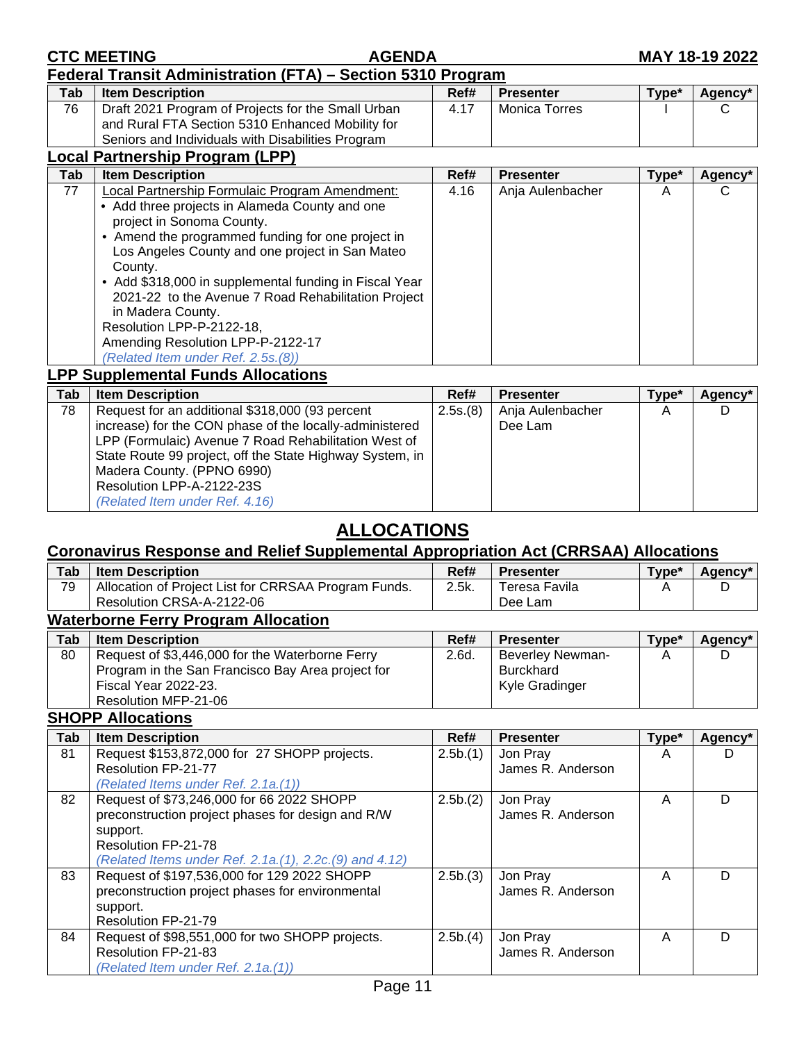## Federal Transit Administration (FTA) – Section 5310 Program

| Tab | Item Description | Ref# | Presenter | Type* | Agency* |
|---|---|---|---|---|---|
| 76 | Draft 2021 Program of Projects for the Small Urban and Rural FTA Section 5310 Enhanced Mobility for Seniors and Individuals with Disabilities Program | 4.17 | Monica Torres | I | C |

## Local Partnership Program (LPP)

| Tab | Item Description | Ref# | Presenter | Type* | Agency* |
|---|---|---|---|---|---|
| 77 | Local Partnership Formulaic Program Amendment:<br>• Add three projects in Alameda County and one project in Sonoma County.<br>• Amend the programmed funding for one project in Los Angeles County and one project in San Mateo County.<br>• Add $318,000 in supplemental funding in Fiscal Year 2021-22 to the Avenue 7 Road Rehabilitation Project in Madera County.<br>Resolution LPP-P-2122-18,<br>Amending Resolution LPP-P-2122-17<br>*(Related Item under Ref. 2.5s.(8))* | 4.16 | Anja Aulenbacher | A | C |

## LPP Supplemental Funds Allocations

| Tab | Item Description | Ref# | Presenter | Type* | Agency* |
|---|---|---|---|---|---|
| 78 | Request for an additional $318,000 (93 percent increase) for the CON phase of the locally-administered LPP (Formulaic) Avenue 7 Road Rehabilitation West of State Route 99 project, off the State Highway System, in Madera County. (PPNO 6990)<br>Resolution LPP-A-2122-23S<br>*(Related Item under Ref. 4.16)* | 2.5s.(8) | Anja Aulenbacher<br>Dee Lam | A | D |

# ALLOCATIONS

## Coronavirus Response and Relief Supplemental Appropriation Act (CRRSAA) Allocations

| Tab | Item Description | Ref# | Presenter | Type* | Agency* |
|---|---|---|---|---|---|
| 79 | Allocation of Project List for CRRSAA Program Funds.<br>Resolution CRSA-A-2122-06 | 2.5k. | Teresa Favila<br>Dee Lam | A | D |

## Waterborne Ferry Program Allocation

| Tab | Item Description | Ref# | Presenter | Type* | Agency* |
|---|---|---|---|---|---|
| 80 | Request of $3,446,000 for the Waterborne Ferry Program in the San Francisco Bay Area project for Fiscal Year 2022-23.<br>Resolution MFP-21-06 | 2.6d. | Beverley Newman-Burckhard<br>Kyle Gradinger | A | D |

## SHOPP Allocations

| Tab | Item Description | Ref# | Presenter | Type* | Agency* |
|---|---|---|---|---|---|
| 81 | Request $153,872,000 for 27 SHOPP projects.<br>Resolution FP-21-77<br>*(Related Items under Ref. 2.1a.(1))* | 2.5b.(1) | Jon Pray<br>James R. Anderson | A | D |
| 82 | Request of $73,246,000 for 66 2022 SHOPP preconstruction project phases for design and R/W support.<br>Resolution FP-21-78<br>*(Related Items under Ref. 2.1a.(1), 2.2c.(9) and 4.12)* | 2.5b.(2) | Jon Pray<br>James R. Anderson | A | D |
| 83 | Request of $197,536,000 for 129 2022 SHOPP preconstruction project phases for environmental support.<br>Resolution FP-21-79 | 2.5b.(3) | Jon Pray<br>James R. Anderson | A | D |
| 84 | Request of $98,551,000 for two SHOPP projects.<br>Resolution FP-21-83<br>*(Related Item under Ref. 2.1a.(1))* | 2.5b.(4) | Jon Pray<br>James R. Anderson | A | D |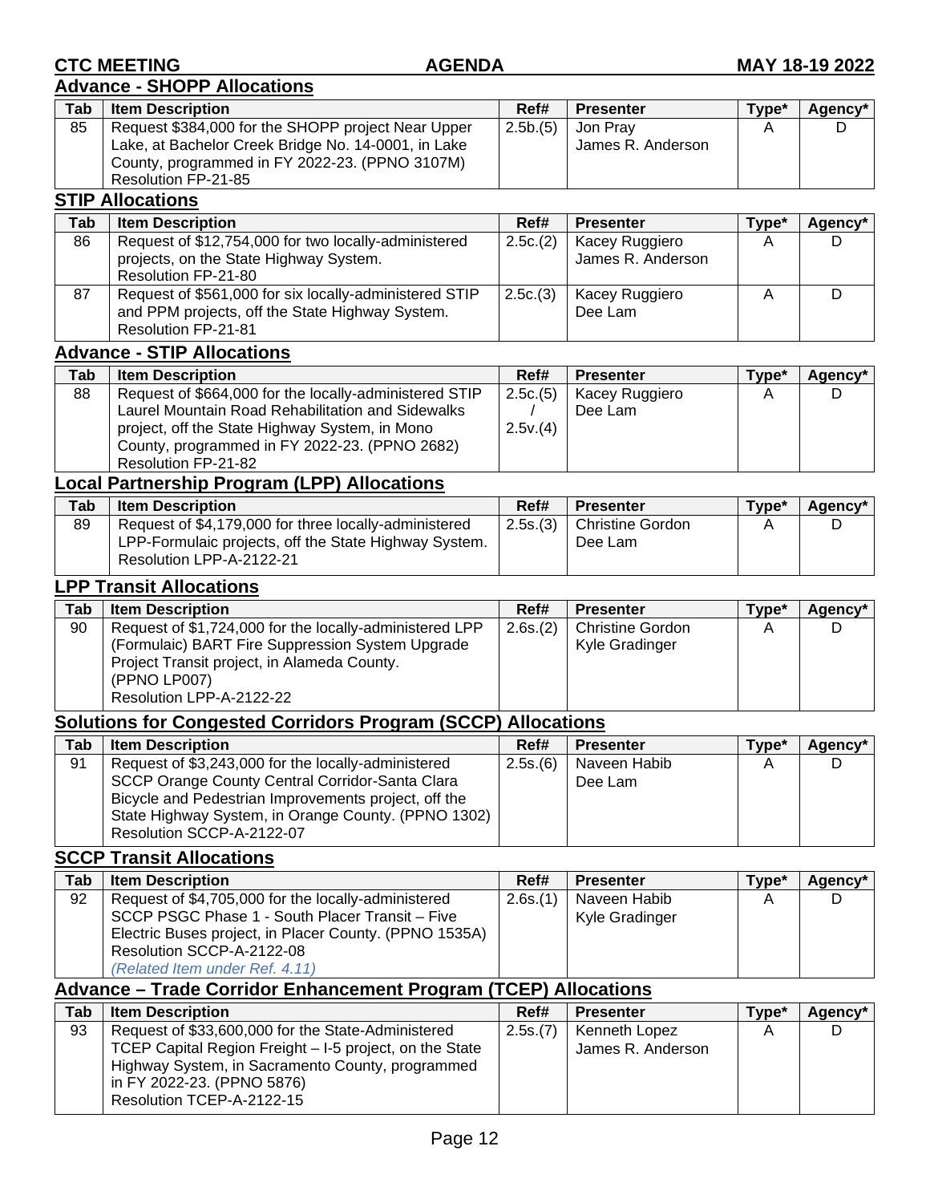## Advance - SHOPP Allocations

| Tab | Item Description | Ref# | Presenter | Type* | Agency* |
|---|---|---|---|---|---|
| 85 | Request $384,000 for the SHOPP project Near Upper Lake, at Bachelor Creek Bridge No. 14-0001, in Lake County, programmed in FY 2022-23. (PPNO 3107M) Resolution FP-21-85 | 2.5b.(5) | Jon Pray James R. Anderson | A | D |

## STIP Allocations

| Tab | Item Description | Ref# | Presenter | Type* | Agency* |
|---|---|---|---|---|---|
| 86 | Request of $12,754,000 for two locally-administered projects, on the State Highway System. Resolution FP-21-80 | 2.5c.(2) | Kacey Ruggiero James R. Anderson | A | D |
| 87 | Request of $561,000 for six locally-administered STIP and PPM projects, off the State Highway System. Resolution FP-21-81 | 2.5c.(3) | Kacey Ruggiero Dee Lam | A | D |

## Advance - STIP Allocations

| Tab | Item Description | Ref# | Presenter | Type* | Agency* |
|---|---|---|---|---|---|
| 88 | Request of $664,000 for the locally-administered STIP Laurel Mountain Road Rehabilitation and Sidewalks project, off the State Highway System, in Mono County, programmed in FY 2022-23. (PPNO 2682) Resolution FP-21-82 | 2.5c.(5) / 2.5v.(4) | Kacey Ruggiero Dee Lam | A | D |

## Local Partnership Program (LPP) Allocations

| Tab | Item Description | Ref# | Presenter | Type* | Agency* |
|---|---|---|---|---|---|
| 89 | Request of $4,179,000 for three locally-administered LPP-Formulaic projects, off the State Highway System. Resolution LPP-A-2122-21 | 2.5s.(3) | Christine Gordon Dee Lam | A | D |

## LPP Transit Allocations

| Tab | Item Description | Ref# | Presenter | Type* | Agency* |
|---|---|---|---|---|---|
| 90 | Request of $1,724,000 for the locally-administered LPP (Formulaic) BART Fire Suppression System Upgrade Project Transit project, in Alameda County. (PPNO LP007) Resolution LPP-A-2122-22 | 2.6s.(2) | Christine Gordon Kyle Gradinger | A | D |

## Solutions for Congested Corridors Program (SCCP) Allocations

| Tab | Item Description | Ref# | Presenter | Type* | Agency* |
|---|---|---|---|---|---|
| 91 | Request of $3,243,000 for the locally-administered SCCP Orange County Central Corridor-Santa Clara Bicycle and Pedestrian Improvements project, off the State Highway System, in Orange County. (PPNO 1302) Resolution SCCP-A-2122-07 | 2.5s.(6) | Naveen Habib Dee Lam | A | D |

## SCCP Transit Allocations

| Tab | Item Description | Ref# | Presenter | Type* | Agency* |
|---|---|---|---|---|---|
| 92 | Request of $4,705,000 for the locally-administered SCCP PSGC Phase 1 - South Placer Transit – Five Electric Buses project, in Placer County. (PPNO 1535A) Resolution SCCP-A-2122-08 *(Related Item under Ref. 4.11)* | 2.6s.(1) | Naveen Habib Kyle Gradinger | A | D |

## Advance – Trade Corridor Enhancement Program (TCEP) Allocations

| Tab | Item Description | Ref# | Presenter | Type* | Agency* |
|---|---|---|---|---|---|
| 93 | Request of $33,600,000 for the State-Administered TCEP Capital Region Freight – I-5 project, on the State Highway System, in Sacramento County, programmed in FY 2022-23. (PPNO 5876) Resolution TCEP-A-2122-15 | 2.5s.(7) | Kenneth Lopez James R. Anderson | A | D |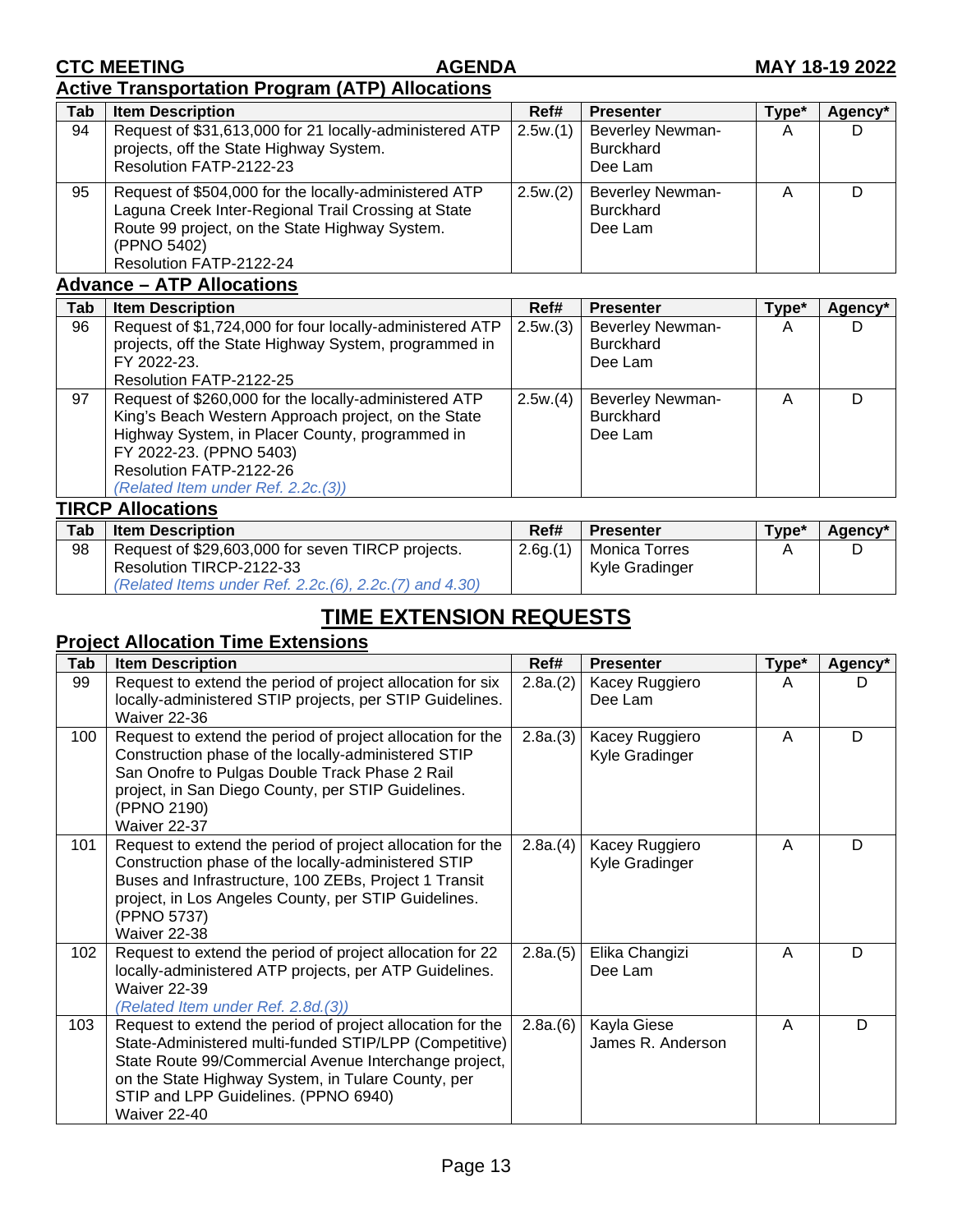## Active Transportation Program (ATP) Allocations

| Tab | Item Description | Ref# | Presenter | Type* | Agency* |
|---|---|---|---|---|---|
| 94 | Request of $31,613,000 for 21 locally-administered ATP projects, off the State Highway System.<br>Resolution FATP-2122-23 | 2.5w.(1) | Beverley Newman-Burckhard<br>Dee Lam | A | D |
| 95 | Request of $504,000 for the locally-administered ATP Laguna Creek Inter-Regional Trail Crossing at State Route 99 project, on the State Highway System. (PPNO 5402)<br>Resolution FATP-2122-24 | 2.5w.(2) | Beverley Newman-Burckhard<br>Dee Lam | A | D |

## Advance – ATP Allocations

| Tab | Item Description | Ref# | Presenter | Type* | Agency* |
|---|---|---|---|---|---|
| 96 | Request of $1,724,000 for four locally-administered ATP projects, off the State Highway System, programmed in FY 2022-23.<br>Resolution FATP-2122-25 | 2.5w.(3) | Beverley Newman-Burckhard<br>Dee Lam | A | D |
| 97 | Request of $260,000 for the locally-administered ATP King's Beach Western Approach project, on the State Highway System, in Placer County, programmed in FY 2022-23. (PPNO 5403)<br>Resolution FATP-2122-26<br>*(Related Item under Ref. 2.2c.(3))* | 2.5w.(4) | Beverley Newman-Burckhard<br>Dee Lam | A | D |

## TIRCP Allocations

| Tab | Item Description | Ref# | Presenter | Type* | Agency* |
|---|---|---|---|---|---|
| 98 | Request of $29,603,000 for seven TIRCP projects.<br>Resolution TIRCP-2122-33<br>*(Related Items under Ref. 2.2c.(6), 2.2c.(7) and 4.30)* | 2.6g.(1) | Monica Torres<br>Kyle Gradinger | A | D |

# TIME EXTENSION REQUESTS

## Project Allocation Time Extensions

| Tab | Item Description | Ref# | Presenter | Type* | Agency* |
|---|---|---|---|---|---|
| 99 | Request to extend the period of project allocation for six locally-administered STIP projects, per STIP Guidelines.<br>Waiver 22-36 | 2.8a.(2) | Kacey Ruggiero<br>Dee Lam | A | D |
| 100 | Request to extend the period of project allocation for the Construction phase of the locally-administered STIP San Onofre to Pulgas Double Track Phase 2 Rail project, in San Diego County, per STIP Guidelines. (PPNO 2190)<br>Waiver 22-37 | 2.8a.(3) | Kacey Ruggiero<br>Kyle Gradinger | A | D |
| 101 | Request to extend the period of project allocation for the Construction phase of the locally-administered STIP Buses and Infrastructure, 100 ZEBs, Project 1 Transit project, in Los Angeles County, per STIP Guidelines. (PPNO 5737)<br>Waiver 22-38 | 2.8a.(4) | Kacey Ruggiero<br>Kyle Gradinger | A | D |
| 102 | Request to extend the period of project allocation for 22 locally-administered ATP projects, per ATP Guidelines.<br>Waiver 22-39<br>*(Related Item under Ref. 2.8d.(3))* | 2.8a.(5) | Elika Changizi<br>Dee Lam | A | D |
| 103 | Request to extend the period of project allocation for the State-Administered multi-funded STIP/LPP (Competitive) State Route 99/Commercial Avenue Interchange project, on the State Highway System, in Tulare County, per STIP and LPP Guidelines. (PPNO 6940)<br>Waiver 22-40 | 2.8a.(6) | Kayla Giese<br>James R. Anderson | A | D |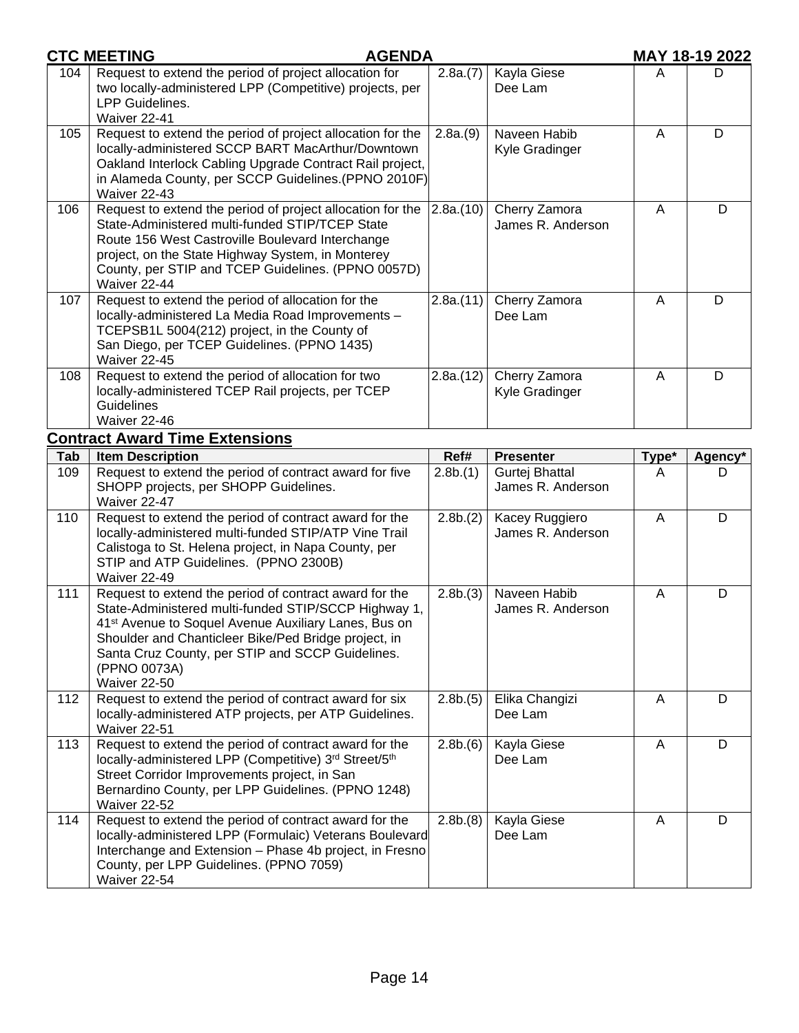| | | | | | |
|---|---|---|---|---|---|
| 104 | Request to extend the period of project allocation for two locally-administered LPP (Competitive) projects, per LPP Guidelines.<br>Waiver 22-41 | 2.8a.(7) | Kayla Giese<br>Dee Lam | A | D |
| 105 | Request to extend the period of project allocation for the locally-administered SCCP BART MacArthur/Downtown Oakland Interlock Cabling Upgrade Contract Rail project, in Alameda County, per SCCP Guidelines.(PPNO 2010F)<br>Waiver 22-43 | 2.8a.(9) | Naveen Habib<br>Kyle Gradinger | A | D |
| 106 | Request to extend the period of project allocation for the State-Administered multi-funded STIP/TCEP State Route 156 West Castroville Boulevard Interchange project, on the State Highway System, in Monterey County, per STIP and TCEP Guidelines. (PPNO 0057D)<br>Waiver 22-44 | 2.8a.(10) | Cherry Zamora<br>James R. Anderson | A | D |
| 107 | Request to extend the period of allocation for the locally-administered La Media Road Improvements – TCEPSB1L 5004(212) project, in the County of San Diego, per TCEP Guidelines. (PPNO 1435)<br>Waiver 22-45 | 2.8a.(11) | Cherry Zamora<br>Dee Lam | A | D |
| 108 | Request to extend the period of allocation for two locally-administered TCEP Rail projects, per TCEP Guidelines<br>Waiver 22-46 | 2.8a.(12) | Cherry Zamora<br>Kyle Gradinger | A | D |

## Contract Award Time Extensions

| Tab | Item Description | Ref# | Presenter | Type* | Agency* |
|---|---|---|---|---|---|
| 109 | Request to extend the period of contract award for five SHOPP projects, per SHOPP Guidelines.<br>Waiver 22-47 | 2.8b.(1) | Gurtej Bhattal<br>James R. Anderson | A | D |
| 110 | Request to extend the period of contract award for the locally-administered multi-funded STIP/ATP Vine Trail Calistoga to St. Helena project, in Napa County, per STIP and ATP Guidelines. (PPNO 2300B)<br>Waiver 22-49 | 2.8b.(2) | Kacey Ruggiero<br>James R. Anderson | A | D |
| 111 | Request to extend the period of contract award for the State-Administered multi-funded STIP/SCCP Highway 1, 41st Avenue to Soquel Avenue Auxiliary Lanes, Bus on Shoulder and Chanticleer Bike/Ped Bridge project, in Santa Cruz County, per STIP and SCCP Guidelines. (PPNO 0073A)<br>Waiver 22-50 | 2.8b.(3) | Naveen Habib<br>James R. Anderson | A | D |
| 112 | Request to extend the period of contract award for six locally-administered ATP projects, per ATP Guidelines.<br>Waiver 22-51 | 2.8b.(5) | Elika Changizi<br>Dee Lam | A | D |
| 113 | Request to extend the period of contract award for the locally-administered LPP (Competitive) 3rd Street/5th Street Corridor Improvements project, in San Bernardino County, per LPP Guidelines. (PPNO 1248)<br>Waiver 22-52 | 2.8b.(6) | Kayla Giese<br>Dee Lam | A | D |
| 114 | Request to extend the period of contract award for the locally-administered LPP (Formulaic) Veterans Boulevard Interchange and Extension – Phase 4b project, in Fresno County, per LPP Guidelines. (PPNO 7059)<br>Waiver 22-54 | 2.8b.(8) | Kayla Giese<br>Dee Lam | A | D |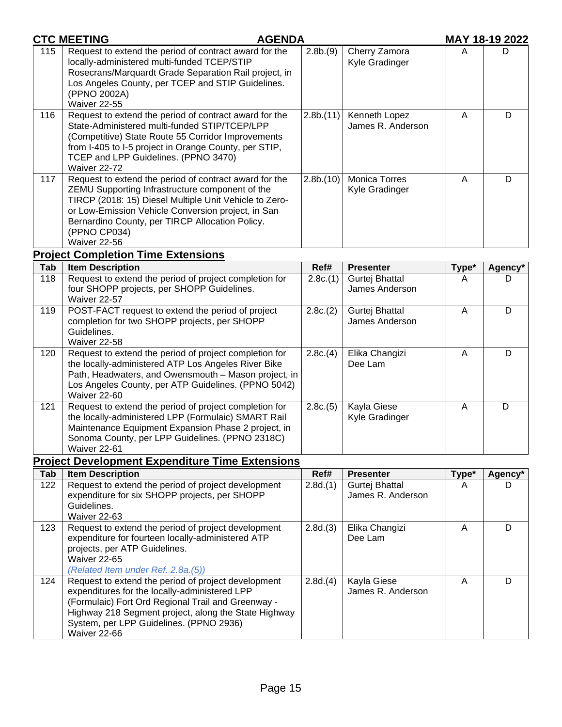| Tab | Item Description | Ref# | Presenter | Type* | Agency* |
| --- | --- | --- | --- | --- | --- |
| 115 | Request to extend the period of contract award for the locally-administered multi-funded TCEP/STIP Rosecrans/Marquardt Grade Separation Rail project, in Los Angeles County, per TCEP and STIP Guidelines. (PPNO 2002A)<br>Waiver 22-55 | 2.8b.(9) | Cherry Zamora<br>Kyle Gradinger | A | D |
| 116 | Request to extend the period of contract award for the State-Administered multi-funded STIP/TCEP/LPP (Competitive) State Route 55 Corridor Improvements from I-405 to I-5 project in Orange County, per STIP, TCEP and LPP Guidelines. (PPNO 3470)<br>Waiver 22-72 | 2.8b.(11) | Kenneth Lopez<br>James R. Anderson | A | D |
| 117 | Request to extend the period of contract award for the ZEMU Supporting Infrastructure component of the TIRCP (2018: 15) Diesel Multiple Unit Vehicle to Zero- or Low-Emission Vehicle Conversion project, in San Bernardino County, per TIRCP Allocation Policy. (PPNO CP034)<br>Waiver 22-56 | 2.8b.(10) | Monica Torres<br>Kyle Gradinger | A | D |

## Project Completion Time Extensions

| Tab | Item Description | Ref# | Presenter | Type* | Agency* |
| --- | --- | --- | --- | --- | --- |
| 118 | Request to extend the period of project completion for four SHOPP projects, per SHOPP Guidelines.<br>Waiver 22-57 | 2.8c.(1) | Gurtej Bhattal<br>James Anderson | A | D |
| 119 | POST-FACT request to extend the period of project completion for two SHOPP projects, per SHOPP Guidelines.<br>Waiver 22-58 | 2.8c.(2) | Gurtej Bhattal<br>James Anderson | A | D |
| 120 | Request to extend the period of project completion for the locally-administered ATP Los Angeles River Bike Path, Headwaters, and Owensmouth – Mason project, in Los Angeles County, per ATP Guidelines. (PPNO 5042)<br>Waiver 22-60 | 2.8c.(4) | Elika Changizi<br>Dee Lam | A | D |
| 121 | Request to extend the period of project completion for the locally-administered LPP (Formulaic) SMART Rail Maintenance Equipment Expansion Phase 2 project, in Sonoma County, per LPP Guidelines. (PPNO 2318C)<br>Waiver 22-61 | 2.8c.(5) | Kayla Giese<br>Kyle Gradinger | A | D |

## Project Development Expenditure Time Extensions

| Tab | Item Description | Ref# | Presenter | Type* | Agency* |
| --- | --- | --- | --- | --- | --- |
| 122 | Request to extend the period of project development expenditure for six SHOPP projects, per SHOPP Guidelines.<br>Waiver 22-63 | 2.8d.(1) | Gurtej Bhattal<br>James R. Anderson | A | D |
| 123 | Request to extend the period of project development expenditure for fourteen locally-administered ATP projects, per ATP Guidelines.<br>Waiver 22-65<br>*(Related Item under Ref. 2.8a.(5))* | 2.8d.(3) | Elika Changizi<br>Dee Lam | A | D |
| 124 | Request to extend the period of project development expenditures for the locally-administered LPP (Formulaic) Fort Ord Regional Trail and Greenway - Highway 218 Segment project, along the State Highway System, per LPP Guidelines. (PPNO 2936)<br>Waiver 22-66 | 2.8d.(4) | Kayla Giese<br>James R. Anderson | A | D |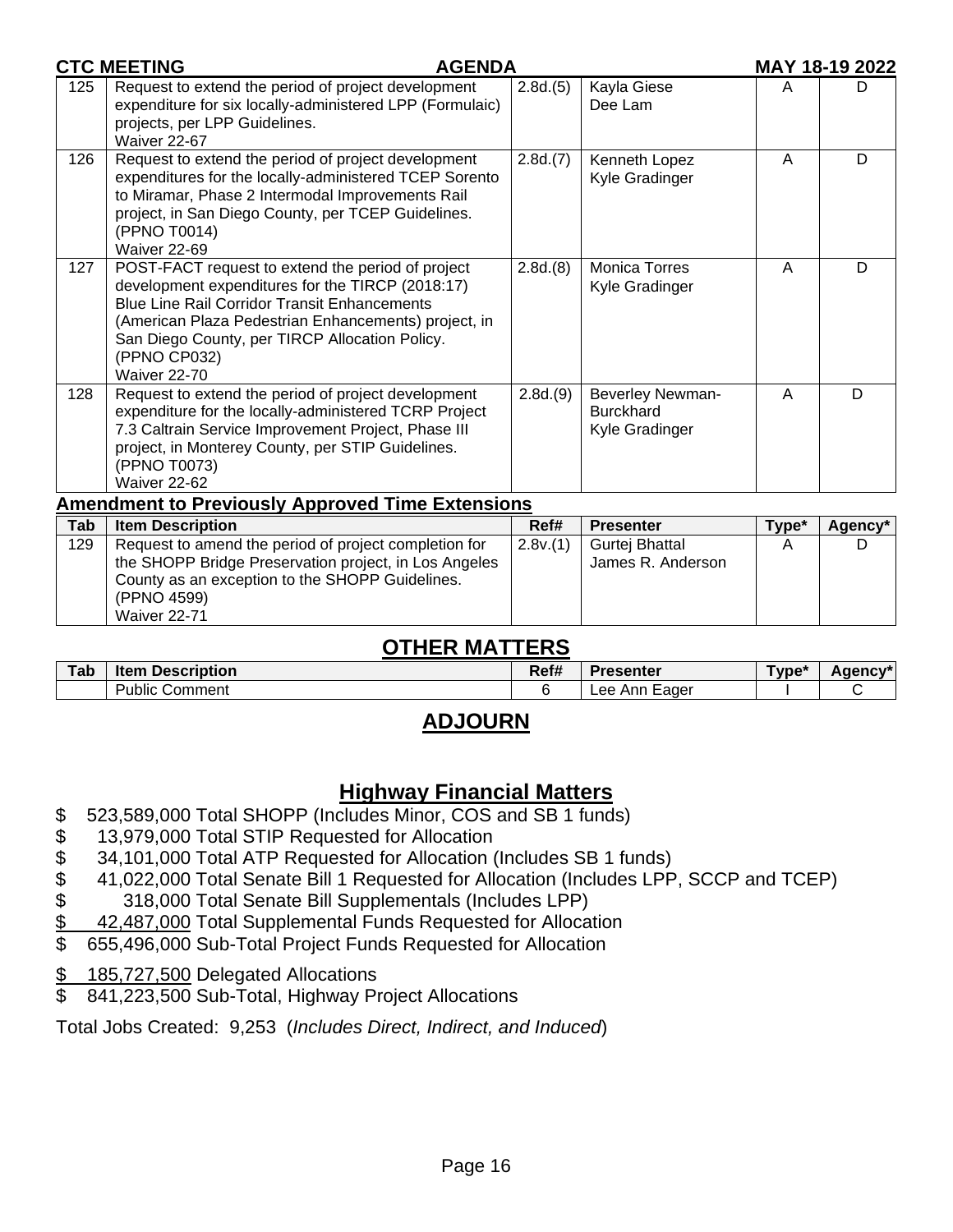| Tab | Item Description | Ref# | Presenter | Type* | Agency* |
|---|---|---|---|---|---|
| 125 | Request to extend the period of project development expenditure for six locally-administered LPP (Formulaic) projects, per LPP Guidelines. Waiver 22-67 | 2.8d.(5) | Kayla Giese Dee Lam | A | D |
| 126 | Request to extend the period of project development expenditures for the locally-administered TCEP Sorento to Miramar, Phase 2 Intermodal Improvements Rail project, in San Diego County, per TCEP Guidelines. (PPNO T0014) Waiver 22-69 | 2.8d.(7) | Kenneth Lopez Kyle Gradinger | A | D |
| 127 | POST-FACT request to extend the period of project development expenditures for the TIRCP (2018:17) Blue Line Rail Corridor Transit Enhancements (American Plaza Pedestrian Enhancements) project, in San Diego County, per TIRCP Allocation Policy. (PPNO CP032) Waiver 22-70 | 2.8d.(8) | Monica Torres Kyle Gradinger | A | D |
| 128 | Request to extend the period of project development expenditure for the locally-administered TCRP Project 7.3 Caltrain Service Improvement Project, Phase III project, in Monterey County, per STIP Guidelines. (PPNO T0073) Waiver 22-62 | 2.8d.(9) | Beverley Newman-Burckhard Kyle Gradinger | A | D |

**Amendment to Previously Approved Time Extensions**

| Tab | Item Description | Ref# | Presenter | Type* | Agency* |
|---|---|---|---|---|---|
| 129 | Request to amend the period of project completion for the SHOPP Bridge Preservation project, in Los Angeles County as an exception to the SHOPP Guidelines. (PPNO 4599) Waiver 22-71 | 2.8v.(1) | Gurtej Bhattal James R. Anderson | A | D |

## OTHER MATTERS

| Tab | Item Description | Ref# | Presenter | Type* | Agency* |
|---|---|---|---|---|---|
| | Public Comment | 6 | Lee Ann Eager | I | C |

## ADJOURN

## Highway Financial Matters

$ 523,589,000 Total SHOPP (Includes Minor, COS and SB 1 funds)
$ 13,979,000 Total STIP Requested for Allocation
$ 34,101,000 Total ATP Requested for Allocation (Includes SB 1 funds)
$ 41,022,000 Total Senate Bill 1 Requested for Allocation (Includes LPP, SCCP and TCEP)
$ 318,000 Total Senate Bill Supplementals (Includes LPP)
$ 42,487,000 Total Supplemental Funds Requested for Allocation
$ 655,496,000 Sub-Total Project Funds Requested for Allocation

$ 185,727,500 Delegated Allocations
$ 841,223,500 Sub-Total, Highway Project Allocations

Total Jobs Created: 9,253 (*Includes Direct, Indirect, and Induced*)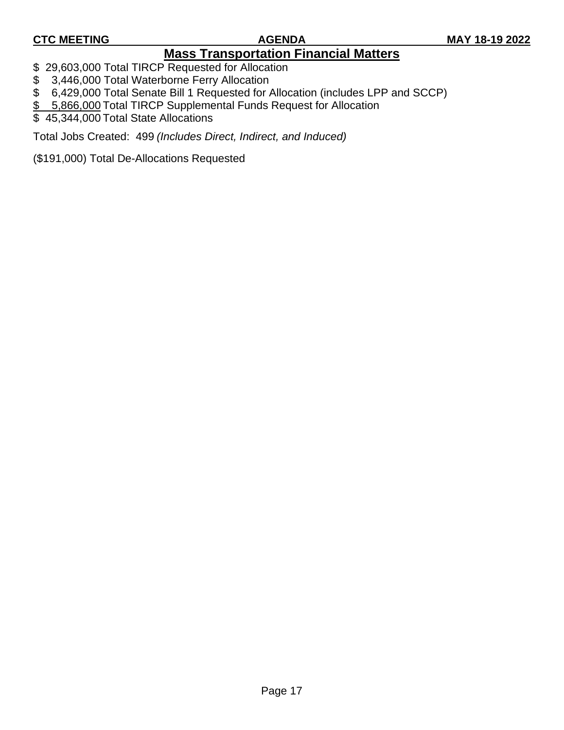## Mass Transportation Financial Matters

$ 29,603,000 Total TIRCP Requested for Allocation
$ 3,446,000 Total Waterborne Ferry Allocation
$ 6,429,000 Total Senate Bill 1 Requested for Allocation (includes LPP and SCCP)
$ 5,866,000 Total TIRCP Supplemental Funds Request for Allocation
$ 45,344,000 Total State Allocations

Total Jobs Created: 499 *(Includes Direct, Indirect, and Induced)*

($191,000) Total De-Allocations Requested